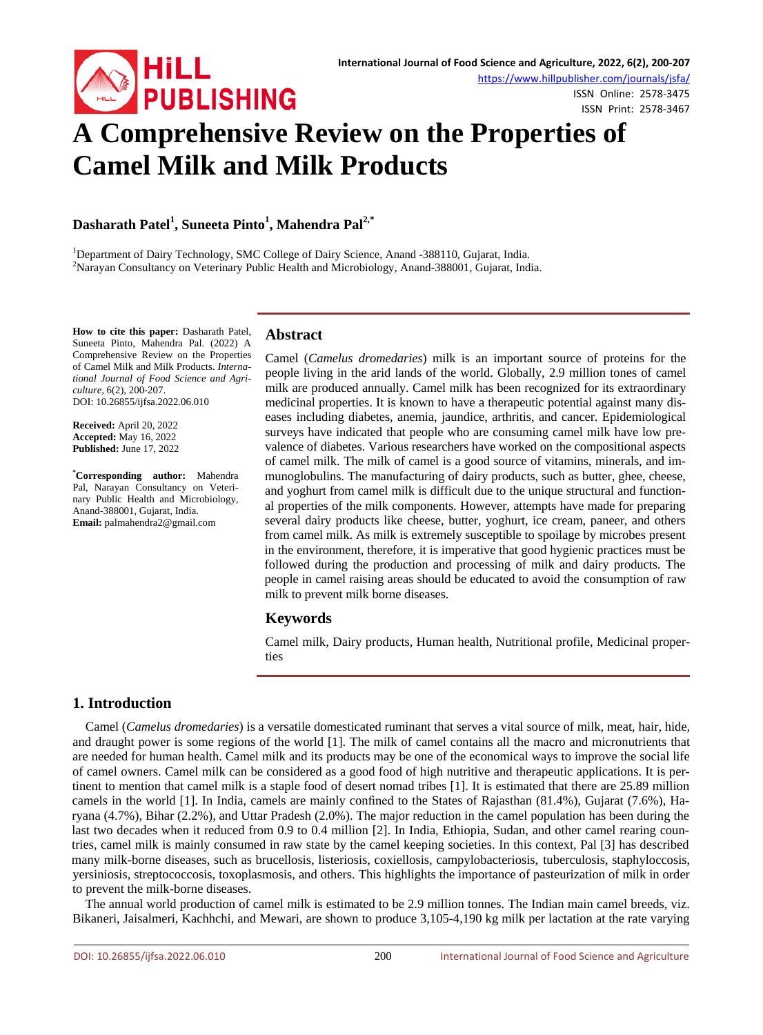# A Comprehensive Review on the Properties of Camel Milk and Milk Products

**Dasharath Patel[1], Suneeta Pinto[1], Mahendra Pal[2,*]**

[1]Department of Dairy Technology, SMC College of Dairy Science, Anand -388110, Gujarat, India.
[2]Narayan Consultancy on Veterinary Public Health and Microbiology, Anand-388001, Gujarat, India.

**How to cite this paper:** Dasharath Patel, Suneeta Pinto, Mahendra Pal. (2022) A Comprehensive Review on the Properties of Camel Milk and Milk Products. *International Journal of Food Science and Agriculture*, 6(2), 200-207.
DOI: 10.26855/ijfsa.2022.06.010

**Received:** April 20, 2022
**Accepted:** May 16, 2022
**Published:** June 17, 2022

**\*Corresponding author:** Mahendra Pal, Narayan Consultancy on Veterinary Public Health and Microbiology, Anand-388001, Gujarat, India.
**Email:** palmahendra2@gmail.com

## Abstract

Camel (*Camelus dromedaries*) milk is an important source of proteins for the people living in the arid lands of the world. Globally, 2.9 million tones of camel milk are produced annually. Camel milk has been recognized for its extraordinary medicinal properties. It is known to have a therapeutic potential against many diseases including diabetes, anemia, jaundice, arthritis, and cancer. Epidemiological surveys have indicated that people who are consuming camel milk have low prevalence of diabetes. Various researchers have worked on the compositional aspects of camel milk. The milk of camel is a good source of vitamins, minerals, and immunoglobulins. The manufacturing of dairy products, such as butter, ghee, cheese, and yoghurt from camel milk is difficult due to the unique structural and functional properties of the milk components. However, attempts have made for preparing several dairy products like cheese, butter, yoghurt, ice cream, paneer, and others from camel milk. As milk is extremely susceptible to spoilage by microbes present in the environment, therefore, it is imperative that good hygienic practices must be followed during the production and processing of milk and dairy products. The people in camel raising areas should be educated to avoid the consumption of raw milk to prevent milk borne diseases.

## Keywords

Camel milk, Dairy products, Human health, Nutritional profile, Medicinal properties

## 1. Introduction

Camel (*Camelus dromedaries*) is a versatile domesticated ruminant that serves a vital source of milk, meat, hair, hide, and draught power is some regions of the world [1]. The milk of camel contains all the macro and micronutrients that are needed for human health. Camel milk and its products may be one of the economical ways to improve the social life of camel owners. Camel milk can be considered as a good food of high nutritive and therapeutic applications. It is pertinent to mention that camel milk is a staple food of desert nomad tribes [1]. It is estimated that there are 25.89 million camels in the world [1]. In India, camels are mainly confined to the States of Rajasthan (81.4%), Gujarat (7.6%), Haryana (4.7%), Bihar (2.2%), and Uttar Pradesh (2.0%). The major reduction in the camel population has been during the last two decades when it reduced from 0.9 to 0.4 million [2]. In India, Ethiopia, Sudan, and other camel rearing countries, camel milk is mainly consumed in raw state by the camel keeping societies. In this context, Pal [3] has described many milk-borne diseases, such as brucellosis, listeriosis, coxiellosis, campylobacteriosis, tuberculosis, staphyloccosis, yersiniosis, streptococcosis, toxoplasmosis, and others. This highlights the importance of pasteurization of milk in order to prevent the milk-borne diseases.

The annual world production of camel milk is estimated to be 2.9 million tonnes. The Indian main camel breeds, viz. Bikaneri, Jaisalmeri, Kachhchi, and Mewari, are shown to produce 3,105-4,190 kg milk per lactation at the rate varying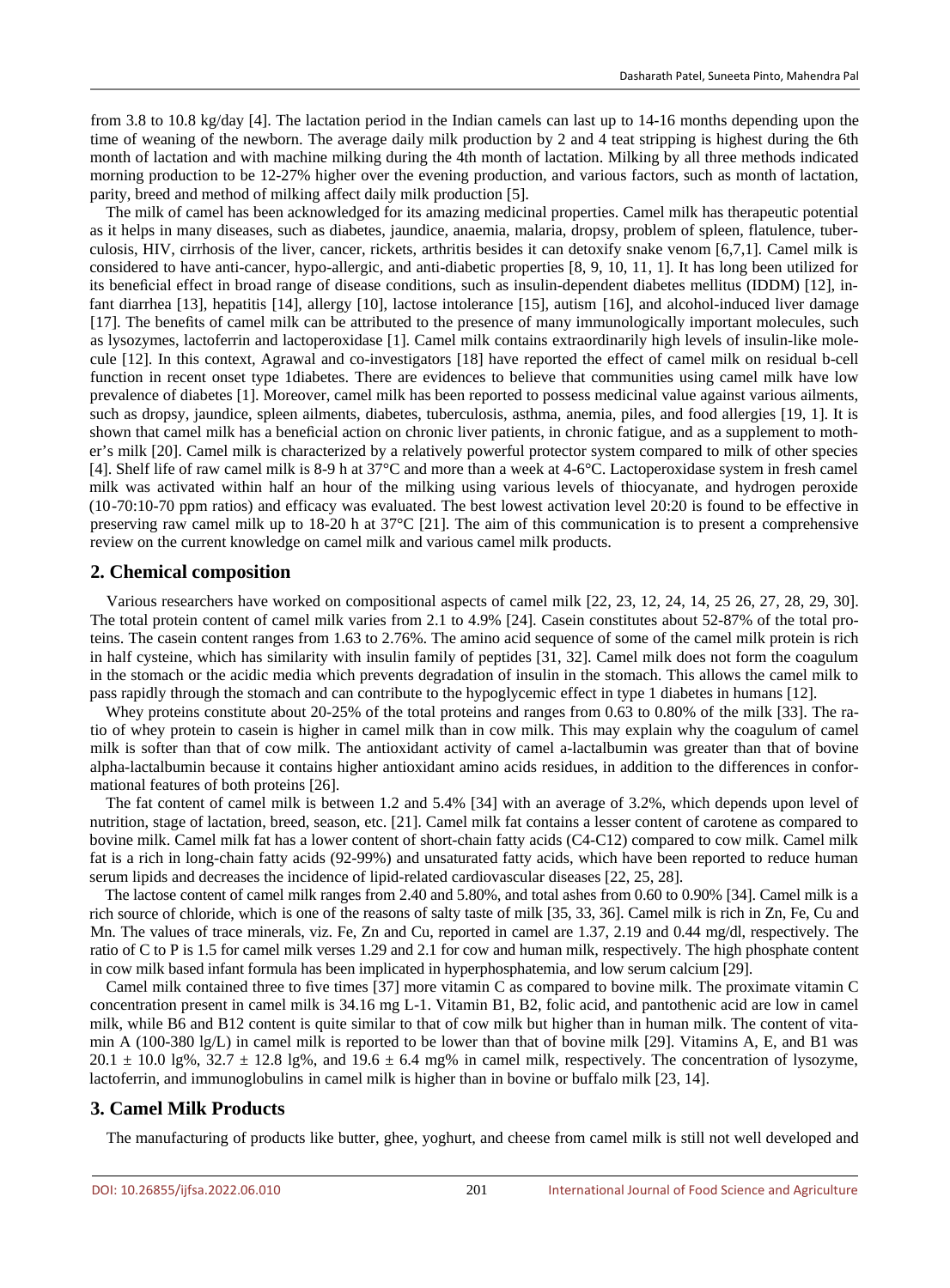from 3.8 to 10.8 kg/day [4]. The lactation period in the Indian camels can last up to 14-16 months depending upon the time of weaning of the newborn. The average daily milk production by 2 and 4 teat stripping is highest during the 6th month of lactation and with machine milking during the 4th month of lactation. Milking by all three methods indicated morning production to be 12-27% higher over the evening production, and various factors, such as month of lactation, parity, breed and method of milking affect daily milk production [5].

The milk of camel has been acknowledged for its amazing medicinal properties. Camel milk has therapeutic potential as it helps in many diseases, such as diabetes, jaundice, anaemia, malaria, dropsy, problem of spleen, flatulence, tuberculosis, HIV, cirrhosis of the liver, cancer, rickets, arthritis besides it can detoxify snake venom [6,7,1]. Camel milk is considered to have anti-cancer, hypo-allergic, and anti-diabetic properties [8, 9, 10, 11, 1]. It has long been utilized for its beneficial effect in broad range of disease conditions, such as insulin-dependent diabetes mellitus (IDDM) [12], infant diarrhea [13], hepatitis [14], allergy [10], lactose intolerance [15], autism [16], and alcohol-induced liver damage [17]. The benefits of camel milk can be attributed to the presence of many immunologically important molecules, such as lysozymes, lactoferrin and lactoperoxidase [1]. Camel milk contains extraordinarily high levels of insulin-like molecule [12]. In this context, Agrawal and co-investigators [18] have reported the effect of camel milk on residual b-cell function in recent onset type 1diabetes. There are evidences to believe that communities using camel milk have low prevalence of diabetes [1]. Moreover, camel milk has been reported to possess medicinal value against various ailments, such as dropsy, jaundice, spleen ailments, diabetes, tuberculosis, asthma, anemia, piles, and food allergies [19, 1]. It is shown that camel milk has a beneficial action on chronic liver patients, in chronic fatigue, and as a supplement to mother's milk [20]. Camel milk is characterized by a relatively powerful protector system compared to milk of other species [4]. Shelf life of raw camel milk is 8-9 h at 37°C and more than a week at 4-6°C. Lactoperoxidase system in fresh camel milk was activated within half an hour of the milking using various levels of thiocyanate, and hydrogen peroxide (10-70:10-70 ppm ratios) and efficacy was evaluated. The best lowest activation level 20:20 is found to be effective in preserving raw camel milk up to 18-20 h at 37°C [21]. The aim of this communication is to present a comprehensive review on the current knowledge on camel milk and various camel milk products.

## 2. Chemical composition

Various researchers have worked on compositional aspects of camel milk [22, 23, 12, 24, 14, 25 26, 27, 28, 29, 30]. The total protein content of camel milk varies from 2.1 to 4.9% [24]. Casein constitutes about 52-87% of the total proteins. The casein content ranges from 1.63 to 2.76%. The amino acid sequence of some of the camel milk protein is rich in half cysteine, which has similarity with insulin family of peptides [31, 32]. Camel milk does not form the coagulum in the stomach or the acidic media which prevents degradation of insulin in the stomach. This allows the camel milk to pass rapidly through the stomach and can contribute to the hypoglycemic effect in type 1 diabetes in humans [12].

Whey proteins constitute about 20-25% of the total proteins and ranges from 0.63 to 0.80% of the milk [33]. The ratio of whey protein to casein is higher in camel milk than in cow milk. This may explain why the coagulum of camel milk is softer than that of cow milk. The antioxidant activity of camel a-lactalbumin was greater than that of bovine alpha-lactalbumin because it contains higher antioxidant amino acids residues, in addition to the differences in conformational features of both proteins [26].

The fat content of camel milk is between 1.2 and 5.4% [34] with an average of 3.2%, which depends upon level of nutrition, stage of lactation, breed, season, etc. [21]. Camel milk fat contains a lesser content of carotene as compared to bovine milk. Camel milk fat has a lower content of short-chain fatty acids (C4-C12) compared to cow milk. Camel milk fat is a rich in long-chain fatty acids (92-99%) and unsaturated fatty acids, which have been reported to reduce human serum lipids and decreases the incidence of lipid-related cardiovascular diseases [22, 25, 28].

The lactose content of camel milk ranges from 2.40 and 5.80%, and total ashes from 0.60 to 0.90% [34]. Camel milk is a rich source of chloride, which is one of the reasons of salty taste of milk [35, 33, 36]. Camel milk is rich in Zn, Fe, Cu and Mn. The values of trace minerals, viz. Fe, Zn and Cu, reported in camel are 1.37, 2.19 and 0.44 mg/dl, respectively. The ratio of C to P is 1.5 for camel milk verses 1.29 and 2.1 for cow and human milk, respectively. The high phosphate content in cow milk based infant formula has been implicated in hyperphosphatemia, and low serum calcium [29].

Camel milk contained three to five times [37] more vitamin C as compared to bovine milk. The proximate vitamin C concentration present in camel milk is 34.16 mg L-1. Vitamin B1, B2, folic acid, and pantothenic acid are low in camel milk, while B6 and B12 content is quite similar to that of cow milk but higher than in human milk. The content of vitamin A (100-380 lg/L) in camel milk is reported to be lower than that of bovine milk [29]. Vitamins A, E, and B1 was $20.1 \pm 10.0$ lg%, $32.7 \pm 12.8$ lg%, and $19.6 \pm 6.4$ mg% in camel milk, respectively. The concentration of lysozyme, lactoferrin, and immunoglobulins in camel milk is higher than in bovine or buffalo milk [23, 14].

## 3. Camel Milk Products

The manufacturing of products like butter, ghee, yoghurt, and cheese from camel milk is still not well developed and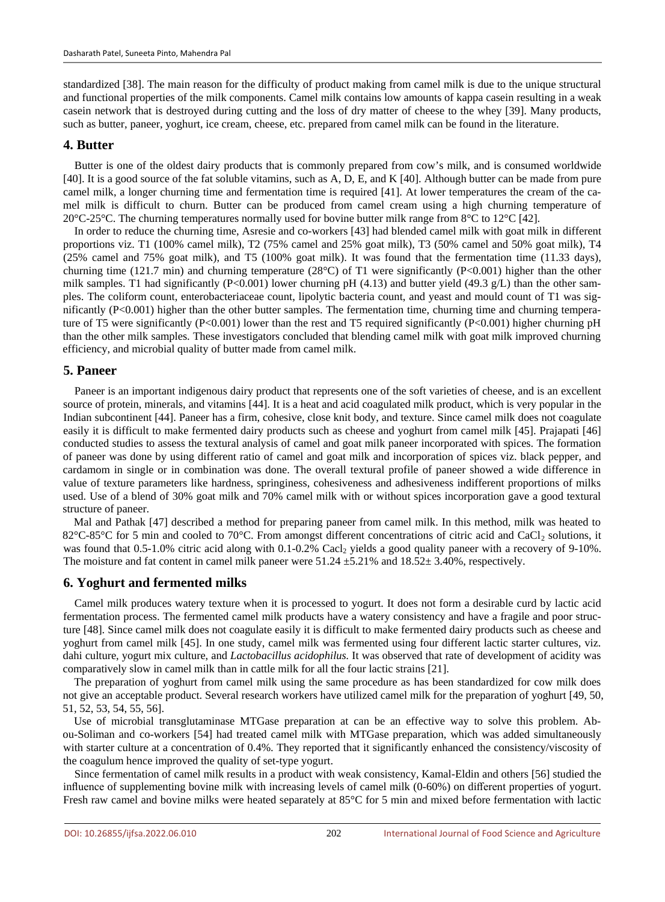standardized [38]. The main reason for the difficulty of product making from camel milk is due to the unique structural and functional properties of the milk components. Camel milk contains low amounts of kappa casein resulting in a weak casein network that is destroyed during cutting and the loss of dry matter of cheese to the whey [39]. Many products, such as butter, paneer, yoghurt, ice cream, cheese, etc. prepared from camel milk can be found in the literature.

## 4. Butter

Butter is one of the oldest dairy products that is commonly prepared from cow's milk, and is consumed worldwide [40]. It is a good source of the fat soluble vitamins, such as A, D, E, and K [40]. Although butter can be made from pure camel milk, a longer churning time and fermentation time is required [41]. At lower temperatures the cream of the camel milk is difficult to churn. Butter can be produced from camel cream using a high churning temperature of 20°C-25°C. The churning temperatures normally used for bovine butter milk range from 8°C to 12°C [42].

In order to reduce the churning time, Asresie and co-workers [43] had blended camel milk with goat milk in different proportions viz. T1 (100% camel milk), T2 (75% camel and 25% goat milk), T3 (50% camel and 50% goat milk), T4 (25% camel and 75% goat milk), and T5 (100% goat milk). It was found that the fermentation time (11.33 days), churning time (121.7 min) and churning temperature (28°C) of T1 were significantly ($P<0.001$) higher than the other milk samples. T1 had significantly ($P<0.001$) lower churning pH (4.13) and butter yield (49.3 g/L) than the other samples. The coliform count, enterobacteriaceae count, lipolytic bacteria count, and yeast and mould count of T1 was significantly ($P<0.001$) higher than the other butter samples. The fermentation time, churning time and churning temperature of T5 were significantly ($P<0.001$) lower than the rest and T5 required significantly ($P<0.001$) higher churning pH than the other milk samples. These investigators concluded that blending camel milk with goat milk improved churning efficiency, and microbial quality of butter made from camel milk.

## 5. Paneer

Paneer is an important indigenous dairy product that represents one of the soft varieties of cheese, and is an excellent source of protein, minerals, and vitamins [44]. It is a heat and acid coagulated milk product, which is very popular in the Indian subcontinent [44]. Paneer has a firm, cohesive, close knit body, and texture. Since camel milk does not coagulate easily it is difficult to make fermented dairy products such as cheese and yoghurt from camel milk [45]. Prajapati [46] conducted studies to assess the textural analysis of camel and goat milk paneer incorporated with spices. The formation of paneer was done by using different ratio of camel and goat milk and incorporation of spices viz. black pepper, and cardamom in single or in combination was done. The overall textural profile of paneer showed a wide difference in value of texture parameters like hardness, springiness, cohesiveness and adhesiveness indifferent proportions of milks used. Use of a blend of 30% goat milk and 70% camel milk with or without spices incorporation gave a good textural structure of paneer.

Mal and Pathak [47] described a method for preparing paneer from camel milk. In this method, milk was heated to 82°C-85°C for 5 min and cooled to 70°C. From amongst different concentrations of citric acid and $CaCl_2$ solutions, it was found that 0.5-1.0% citric acid along with 0.1-0.2% $Cacl_2$ yields a good quality paneer with a recovery of 9-10%. The moisture and fat content in camel milk paneer were 51.24 ±5.21% and 18.52± 3.40%, respectively.

## 6. Yoghurt and fermented milks

Camel milk produces watery texture when it is processed to yogurt. It does not form a desirable curd by lactic acid fermentation process. The fermented camel milk products have a watery consistency and have a fragile and poor structure [48]. Since camel milk does not coagulate easily it is difficult to make fermented dairy products such as cheese and yoghurt from camel milk [45]. In one study, camel milk was fermented using four different lactic starter cultures, viz. dahi culture, yogurt mix culture, and *Lactobacillus acidophilus*. It was observed that rate of development of acidity was comparatively slow in camel milk than in cattle milk for all the four lactic strains [21].

The preparation of yoghurt from camel milk using the same procedure as has been standardized for cow milk does not give an acceptable product. Several research workers have utilized camel milk for the preparation of yoghurt [49, 50, 51, 52, 53, 54, 55, 56].

Use of microbial transglutaminase MTGase preparation at can be an effective way to solve this problem. Abou-Soliman and co-workers [54] had treated camel milk with MTGase preparation, which was added simultaneously with starter culture at a concentration of 0.4%. They reported that it significantly enhanced the consistency/viscosity of the coagulum hence improved the quality of set-type yogurt.

Since fermentation of camel milk results in a product with weak consistency, Kamal-Eldin and others [56] studied the influence of supplementing bovine milk with increasing levels of camel milk (0-60%) on different properties of yogurt. Fresh raw camel and bovine milks were heated separately at 85°C for 5 min and mixed before fermentation with lactic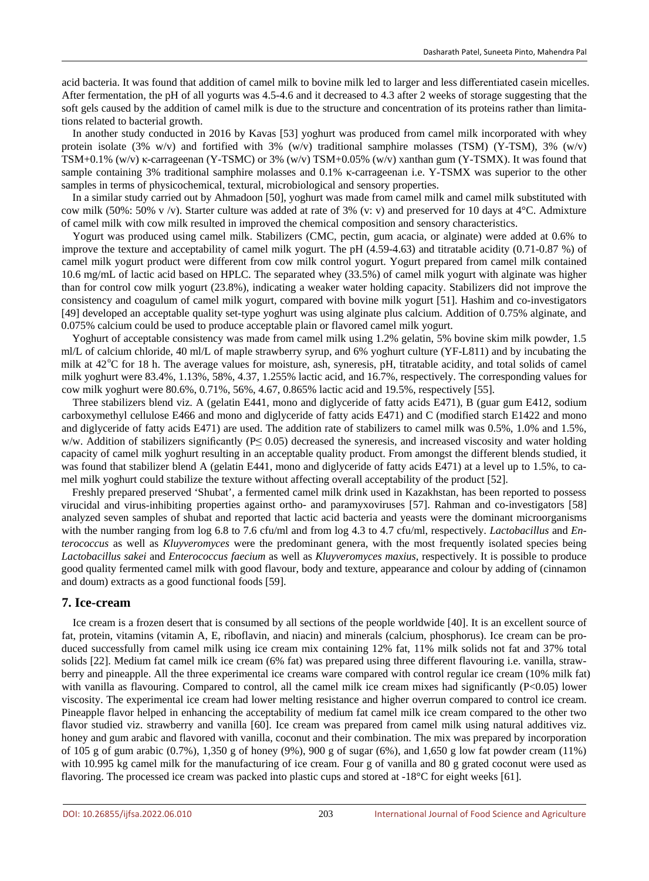acid bacteria. It was found that addition of camel milk to bovine milk led to larger and less differentiated casein micelles. After fermentation, the pH of all yogurts was 4.5-4.6 and it decreased to 4.3 after 2 weeks of storage suggesting that the soft gels caused by the addition of camel milk is due to the structure and concentration of its proteins rather than limitations related to bacterial growth.

In another study conducted in 2016 by Kavas [53] yoghurt was produced from camel milk incorporated with whey protein isolate (3% w/v) and fortified with 3% (w/v) traditional samphire molasses (TSM) (Y-TSM), 3% (w/v) TSM+0.1% (w/v) κ-carrageenan (Y-TSMC) or 3% (w/v) TSM+0.05% (w/v) xanthan gum (Y-TSMX). It was found that sample containing 3% traditional samphire molasses and 0.1% κ-carrageenan i.e. Y-TSMX was superior to the other samples in terms of physicochemical, textural, microbiological and sensory properties.

In a similar study carried out by Ahmadoon [50], yoghurt was made from camel milk and camel milk substituted with cow milk (50%: 50% v /v). Starter culture was added at rate of 3% (v: v) and preserved for 10 days at 4°C. Admixture of camel milk with cow milk resulted in improved the chemical composition and sensory characteristics.

Yogurt was produced using camel milk. Stabilizers (CMC, pectin, gum acacia, or alginate) were added at 0.6% to improve the texture and acceptability of camel milk yogurt. The pH (4.59-4.63) and titratable acidity (0.71-0.87 %) of camel milk yogurt product were different from cow milk control yogurt. Yogurt prepared from camel milk contained 10.6 mg/mL of lactic acid based on HPLC. The separated whey (33.5%) of camel milk yogurt with alginate was higher than for control cow milk yogurt (23.8%), indicating a weaker water holding capacity. Stabilizers did not improve the consistency and coagulum of camel milk yogurt, compared with bovine milk yogurt [51]. Hashim and co-investigators [49] developed an acceptable quality set-type yoghurt was using alginate plus calcium. Addition of 0.75% alginate, and 0.075% calcium could be used to produce acceptable plain or flavored camel milk yogurt.

Yoghurt of acceptable consistency was made from camel milk using 1.2% gelatin, 5% bovine skim milk powder, 1.5 ml/L of calcium chloride, 40 ml/L of maple strawberry syrup, and 6% yoghurt culture (YF-L811) and by incubating the milk at 42°C for 18 h. The average values for moisture, ash, syneresis, pH, titratable acidity, and total solids of camel milk yoghurt were 83.4%, 1.13%, 58%, 4.37, 1.255% lactic acid, and 16.7%, respectively. The corresponding values for cow milk yoghurt were 80.6%, 0.71%, 56%, 4.67, 0.865% lactic acid and 19.5%, respectively [55].

Three stabilizers blend viz. A (gelatin E441, mono and diglyceride of fatty acids E471), B (guar gum E412, sodium carboxymethyl cellulose E466 and mono and diglyceride of fatty acids E471) and C (modified starch E1422 and mono and diglyceride of fatty acids E471) are used. The addition rate of stabilizers to camel milk was 0.5%, 1.0% and 1.5%, w/w. Addition of stabilizers significantly ($P \leq 0.05$) decreased the syneresis, and increased viscosity and water holding capacity of camel milk yoghurt resulting in an acceptable quality product. From amongst the different blends studied, it was found that stabilizer blend A (gelatin E441, mono and diglyceride of fatty acids E471) at a level up to 1.5%, to camel milk yoghurt could stabilize the texture without affecting overall acceptability of the product [52].

Freshly prepared preserved 'Shubat', a fermented camel milk drink used in Kazakhstan, has been reported to possess virucidal and virus-inhibiting properties against ortho- and paramyxoviruses [57]. Rahman and co-investigators [58] analyzed seven samples of shubat and reported that lactic acid bacteria and yeasts were the dominant microorganisms with the number ranging from log 6.8 to 7.6 cfu/ml and from log 4.3 to 4.7 cfu/ml, respectively. *Lactobacillus* and *Enterococcus* as well as *Kluyveromyces* were the predominant genera, with the most frequently isolated species being *Lactobacillus sakei* and *Enterococcus faecium* as well as *Kluyveromyces maxius*, respectively. It is possible to produce good quality fermented camel milk with good flavour, body and texture, appearance and colour by adding of (cinnamon and doum) extracts as a good functional foods [59].

## 7. Ice-cream

Ice cream is a frozen desert that is consumed by all sections of the people worldwide [40]. It is an excellent source of fat, protein, vitamins (vitamin A, E, riboflavin, and niacin) and minerals (calcium, phosphorus). Ice cream can be produced successfully from camel milk using ice cream mix containing 12% fat, 11% milk solids not fat and 37% total solids [22]. Medium fat camel milk ice cream (6% fat) was prepared using three different flavouring i.e. vanilla, strawberry and pineapple. All the three experimental ice creams ware compared with control regular ice cream (10% milk fat) with vanilla as flavouring. Compared to control, all the camel milk ice cream mixes had significantly ($P<0.05$) lower viscosity. The experimental ice cream had lower melting resistance and higher overrun compared to control ice cream. Pineapple flavor helped in enhancing the acceptability of medium fat camel milk ice cream compared to the other two flavor studied viz. strawberry and vanilla [60]. Ice cream was prepared from camel milk using natural additives viz. honey and gum arabic and flavored with vanilla, coconut and their combination. The mix was prepared by incorporation of 105 g of gum arabic (0.7%), 1,350 g of honey (9%), 900 g of sugar (6%), and 1,650 g low fat powder cream (11%) with 10.995 kg camel milk for the manufacturing of ice cream. Four g of vanilla and 80 g grated coconut were used as flavoring. The processed ice cream was packed into plastic cups and stored at -18°C for eight weeks [61].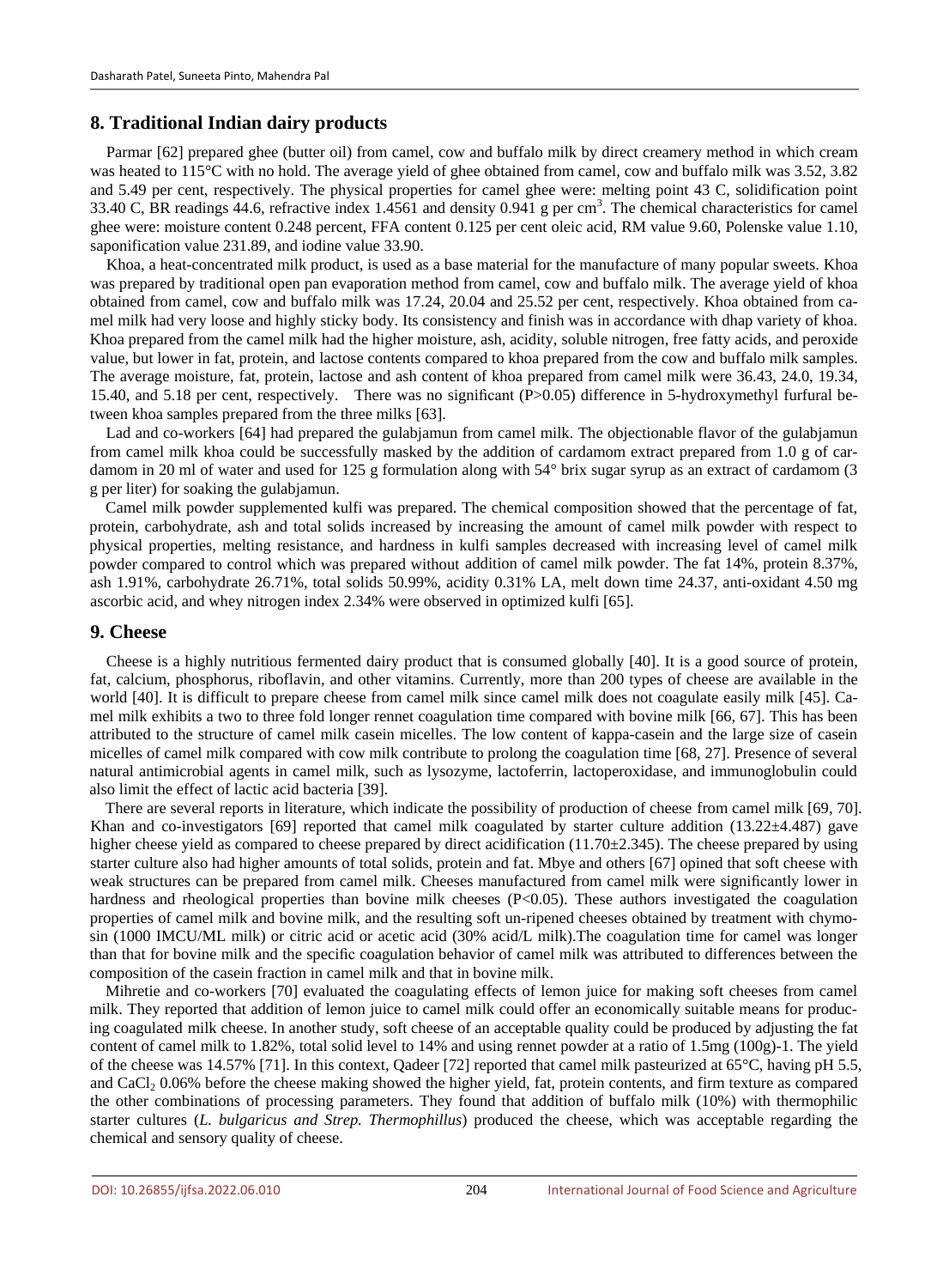## 8. Traditional Indian dairy products

Parmar [62] prepared ghee (butter oil) from camel, cow and buffalo milk by direct creamery method in which cream was heated to 115°C with no hold. The average yield of ghee obtained from camel, cow and buffalo milk was 3.52, 3.82 and 5.49 per cent, respectively. The physical properties for camel ghee were: melting point 43 C, solidification point 33.40 C, BR readings 44.6, refractive index 1.4561 and density 0.941 g per $cm^3$. The chemical characteristics for camel ghee were: moisture content 0.248 percent, FFA content 0.125 per cent oleic acid, RM value 9.60, Polenske value 1.10, saponification value 231.89, and iodine value 33.90.

Khoa, a heat-concentrated milk product, is used as a base material for the manufacture of many popular sweets. Khoa was prepared by traditional open pan evaporation method from camel, cow and buffalo milk. The average yield of khoa obtained from camel, cow and buffalo milk was 17.24, 20.04 and 25.52 per cent, respectively. Khoa obtained from camel milk had very loose and highly sticky body. Its consistency and finish was in accordance with dhap variety of khoa. Khoa prepared from the camel milk had the higher moisture, ash, acidity, soluble nitrogen, free fatty acids, and peroxide value, but lower in fat, protein, and lactose contents compared to khoa prepared from the cow and buffalo milk samples. The average moisture, fat, protein, lactose and ash content of khoa prepared from camel milk were 36.43, 24.0, 19.34, 15.40, and 5.18 per cent, respectively. There was no significant (P>0.05) difference in 5-hydroxymethyl furfural between khoa samples prepared from the three milks [63].

Lad and co-workers [64] had prepared the gulabjamun from camel milk. The objectionable flavor of the gulabjamun from camel milk khoa could be successfully masked by the addition of cardamom extract prepared from 1.0 g of cardamom in 20 ml of water and used for 125 g formulation along with 54° brix sugar syrup as an extract of cardamom (3 g per liter) for soaking the gulabjamun.

Camel milk powder supplemented kulfi was prepared. The chemical composition showed that the percentage of fat, protein, carbohydrate, ash and total solids increased by increasing the amount of camel milk powder with respect to physical properties, melting resistance, and hardness in kulfi samples decreased with increasing level of camel milk powder compared to control which was prepared without addition of camel milk powder. The fat 14%, protein 8.37%, ash 1.91%, carbohydrate 26.71%, total solids 50.99%, acidity 0.31% LA, melt down time 24.37, anti-oxidant 4.50 mg ascorbic acid, and whey nitrogen index 2.34% were observed in optimized kulfi [65].

## 9. Cheese

Cheese is a highly nutritious fermented dairy product that is consumed globally [40]. It is a good source of protein, fat, calcium, phosphorus, riboflavin, and other vitamins. Currently, more than 200 types of cheese are available in the world [40]. It is difficult to prepare cheese from camel milk since camel milk does not coagulate easily milk [45]. Camel milk exhibits a two to three fold longer rennet coagulation time compared with bovine milk [66, 67]. This has been attributed to the structure of camel milk casein micelles. The low content of kappa-casein and the large size of casein micelles of camel milk compared with cow milk contribute to prolong the coagulation time [68, 27]. Presence of several natural antimicrobial agents in camel milk, such as lysozyme, lactoferrin, lactoperoxidase, and immunoglobulin could also limit the effect of lactic acid bacteria [39].

There are several reports in literature, which indicate the possibility of production of cheese from camel milk [69, 70]. Khan and co-investigators [69] reported that camel milk coagulated by starter culture addition (13.22±4.487) gave higher cheese yield as compared to cheese prepared by direct acidification (11.70±2.345). The cheese prepared by using starter culture also had higher amounts of total solids, protein and fat. Mbye and others [67] opined that soft cheese with weak structures can be prepared from camel milk. Cheeses manufactured from camel milk were significantly lower in hardness and rheological properties than bovine milk cheeses (P<0.05). These authors investigated the coagulation properties of camel milk and bovine milk, and the resulting soft un-ripened cheeses obtained by treatment with chymosin (1000 IMCU/ML milk) or citric acid or acetic acid (30% acid/L milk).The coagulation time for camel was longer than that for bovine milk and the specific coagulation behavior of camel milk was attributed to differences between the composition of the casein fraction in camel milk and that in bovine milk.

Mihretie and co-workers [70] evaluated the coagulating effects of lemon juice for making soft cheeses from camel milk. They reported that addition of lemon juice to camel milk could offer an economically suitable means for producing coagulated milk cheese. In another study, soft cheese of an acceptable quality could be produced by adjusting the fat content of camel milk to 1.82%, total solid level to 14% and using rennet powder at a ratio of 1.5mg (100g)-1. The yield of the cheese was 14.57% [71]. In this context, Qadeer [72] reported that camel milk pasteurized at 65°C, having pH 5.5, and $CaCl_2$ 0.06% before the cheese making showed the higher yield, fat, protein contents, and firm texture as compared the other combinations of processing parameters. They found that addition of buffalo milk (10%) with thermophilic starter cultures (*L. bulgaricus and Strep. Thermophillus*) produced the cheese, which was acceptable regarding the chemical and sensory quality of cheese.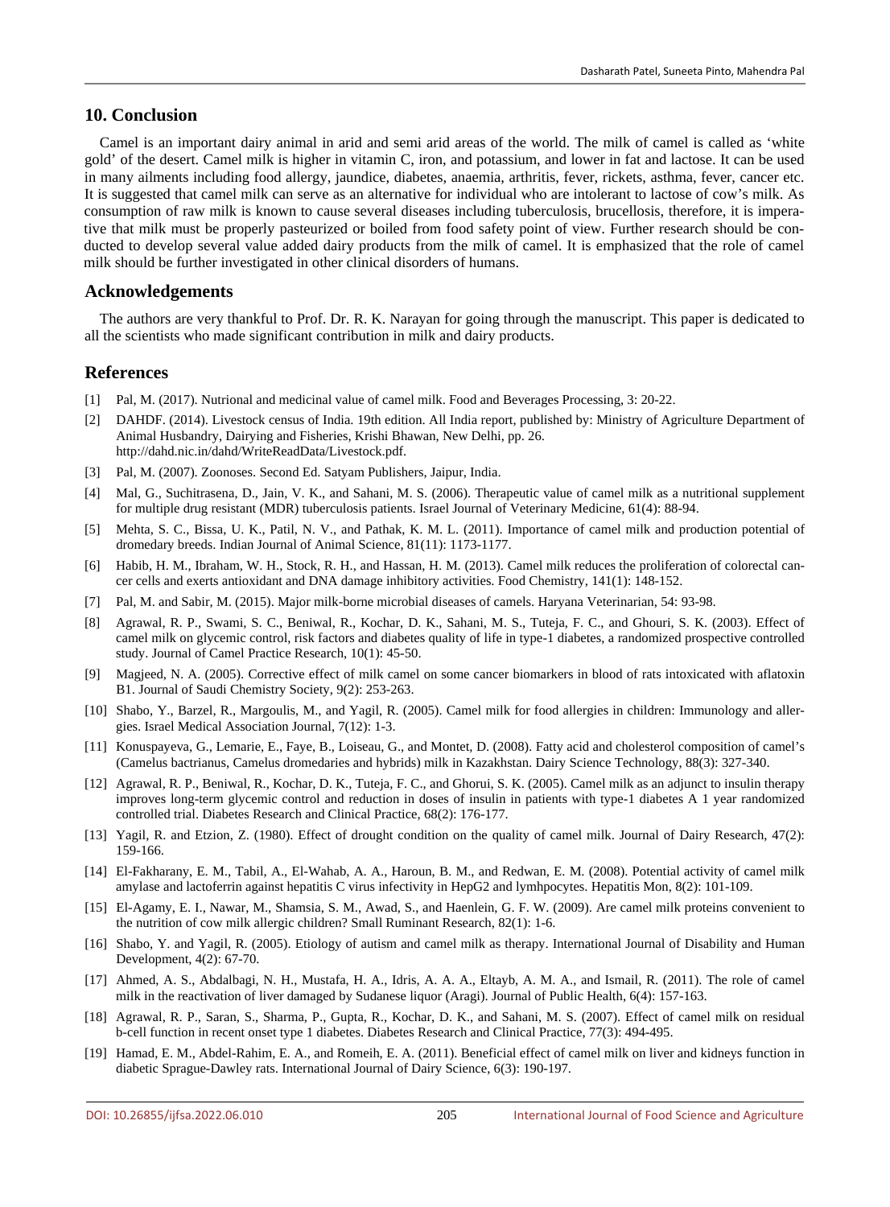## 10. Conclusion

Camel is an important dairy animal in arid and semi arid areas of the world. The milk of camel is called as 'white gold' of the desert. Camel milk is higher in vitamin C, iron, and potassium, and lower in fat and lactose. It can be used in many ailments including food allergy, jaundice, diabetes, anaemia, arthritis, fever, rickets, asthma, fever, cancer etc. It is suggested that camel milk can serve as an alternative for individual who are intolerant to lactose of cow's milk. As consumption of raw milk is known to cause several diseases including tuberculosis, brucellosis, therefore, it is imperative that milk must be properly pasteurized or boiled from food safety point of view. Further research should be conducted to develop several value added dairy products from the milk of camel. It is emphasized that the role of camel milk should be further investigated in other clinical disorders of humans.

## Acknowledgements

The authors are very thankful to Prof. Dr. R. K. Narayan for going through the manuscript. This paper is dedicated to all the scientists who made significant contribution in milk and dairy products.

## References

[1] Pal, M. (2017). Nutrional and medicinal value of camel milk. Food and Beverages Processing, 3: 20-22.

[2] DAHDF. (2014). Livestock census of India. 19th edition. All India report, published by: Ministry of Agriculture Department of Animal Husbandry, Dairying and Fisheries, Krishi Bhawan, New Delhi, pp. 26. http://dahd.nic.in/dahd/WriteReadData/Livestock.pdf.

[3] Pal, M. (2007). Zoonoses. Second Ed. Satyam Publishers, Jaipur, India.

[4] Mal, G., Suchitrasena, D., Jain, V. K., and Sahani, M. S. (2006). Therapeutic value of camel milk as a nutritional supplement for multiple drug resistant (MDR) tuberculosis patients. Israel Journal of Veterinary Medicine, 61(4): 88-94.

[5] Mehta, S. C., Bissa, U. K., Patil, N. V., and Pathak, K. M. L. (2011). Importance of camel milk and production potential of dromedary breeds. Indian Journal of Animal Science, 81(11): 1173-1177.

[6] Habib, H. M., Ibraham, W. H., Stock, R. H., and Hassan, H. M. (2013). Camel milk reduces the proliferation of colorectal cancer cells and exerts antioxidant and DNA damage inhibitory activities. Food Chemistry, 141(1): 148-152.

[7] Pal, M. and Sabir, M. (2015). Major milk-borne microbial diseases of camels. Haryana Veterinarian, 54: 93-98.

[8] Agrawal, R. P., Swami, S. C., Beniwal, R., Kochar, D. K., Sahani, M. S., Tuteja, F. C., and Ghouri, S. K. (2003). Effect of camel milk on glycemic control, risk factors and diabetes quality of life in type-1 diabetes, a randomized prospective controlled study. Journal of Camel Practice Research, 10(1): 45-50.

[9] Magjeed, N. A. (2005). Corrective effect of milk camel on some cancer biomarkers in blood of rats intoxicated with aflatoxin B1. Journal of Saudi Chemistry Society, 9(2): 253-263.

[10] Shabo, Y., Barzel, R., Margoulis, M., and Yagil, R. (2005). Camel milk for food allergies in children: Immunology and allergies. Israel Medical Association Journal, 7(12): 1-3.

[11] Konuspayeva, G., Lemarie, E., Faye, B., Loiseau, G., and Montet, D. (2008). Fatty acid and cholesterol composition of camel's (Camelus bactrianus, Camelus dromedaries and hybrids) milk in Kazakhstan. Dairy Science Technology, 88(3): 327-340.

[12] Agrawal, R. P., Beniwal, R., Kochar, D. K., Tuteja, F. C., and Ghorui, S. K. (2005). Camel milk as an adjunct to insulin therapy improves long-term glycemic control and reduction in doses of insulin in patients with type-1 diabetes A 1 year randomized controlled trial. Diabetes Research and Clinical Practice, 68(2): 176-177.

[13] Yagil, R. and Etzion, Z. (1980). Effect of drought condition on the quality of camel milk. Journal of Dairy Research, 47(2): 159-166.

[14] El-Fakharany, E. M., Tabil, A., El-Wahab, A. A., Haroun, B. M., and Redwan, E. M. (2008). Potential activity of camel milk amylase and lactoferrin against hepatitis C virus infectivity in HepG2 and lymhpocytes. Hepatitis Mon, 8(2): 101-109.

[15] El-Agamy, E. I., Nawar, M., Shamsia, S. M., Awad, S., and Haenlein, G. F. W. (2009). Are camel milk proteins convenient to the nutrition of cow milk allergic children? Small Ruminant Research, 82(1): 1-6.

[16] Shabo, Y. and Yagil, R. (2005). Etiology of autism and camel milk as therapy. International Journal of Disability and Human Development, 4(2): 67-70.

[17] Ahmed, A. S., Abdalbagi, N. H., Mustafa, H. A., Idris, A. A. A., Eltayb, A. M. A., and Ismail, R. (2011). The role of camel milk in the reactivation of liver damaged by Sudanese liquor (Aragi). Journal of Public Health, 6(4): 157-163.

[18] Agrawal, R. P., Saran, S., Sharma, P., Gupta, R., Kochar, D. K., and Sahani, M. S. (2007). Effect of camel milk on residual b-cell function in recent onset type 1 diabetes. Diabetes Research and Clinical Practice, 77(3): 494-495.

[19] Hamad, E. M., Abdel-Rahim, E. A., and Romeih, E. A. (2011). Beneficial effect of camel milk on liver and kidneys function in diabetic Sprague-Dawley rats. International Journal of Dairy Science, 6(3): 190-197.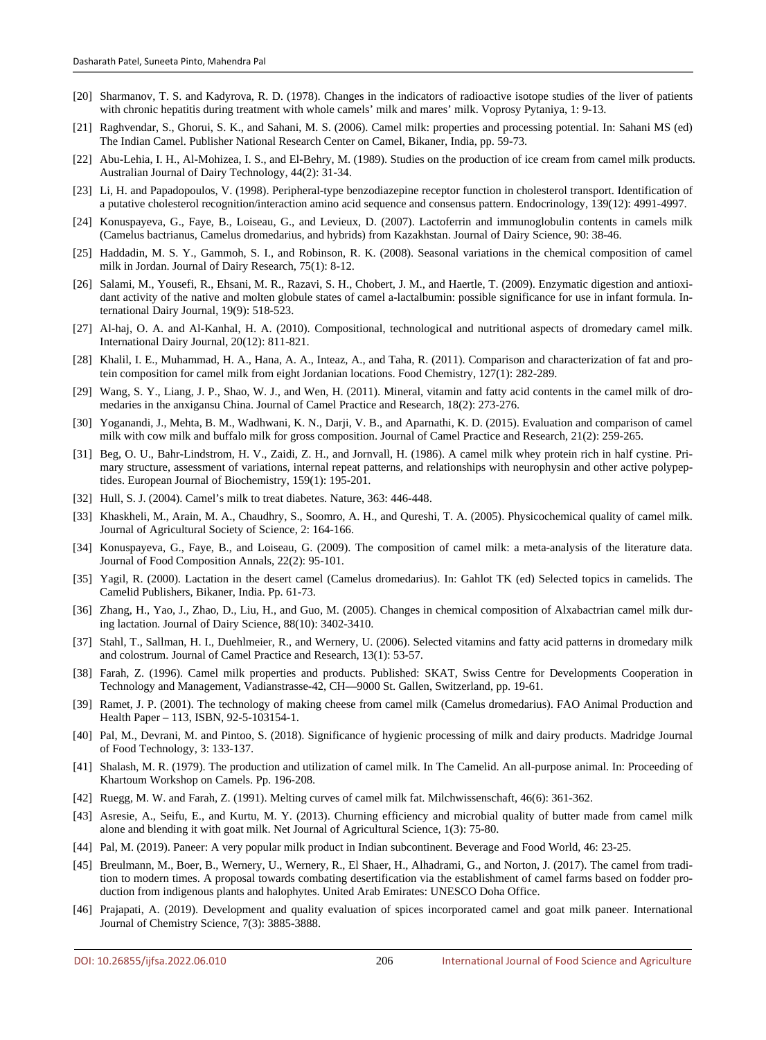[20] Sharmanov, T. S. and Kadyrova, R. D. (1978). Changes in the indicators of radioactive isotope studies of the liver of patients with chronic hepatitis during treatment with whole camels' milk and mares' milk. Voprosy Pytaniya, 1: 9-13.

[21] Raghvendar, S., Ghorui, S. K., and Sahani, M. S. (2006). Camel milk: properties and processing potential. In: Sahani MS (ed) The Indian Camel. Publisher National Research Center on Camel, Bikaner, India, pp. 59-73.

[22] Abu-Lehia, I. H., Al-Mohizea, I. S., and El-Behry, M. (1989). Studies on the production of ice cream from camel milk products. Australian Journal of Dairy Technology, 44(2): 31-34.

[23] Li, H. and Papadopoulos, V. (1998). Peripheral-type benzodiazepine receptor function in cholesterol transport. Identification of a putative cholesterol recognition/interaction amino acid sequence and consensus pattern. Endocrinology, 139(12): 4991-4997.

[24] Konuspayeva, G., Faye, B., Loiseau, G., and Levieux, D. (2007). Lactoferrin and immunoglobulin contents in camels milk (Camelus bactrianus, Camelus dromedarius, and hybrids) from Kazakhstan. Journal of Dairy Science, 90: 38-46.

[25] Haddadin, M. S. Y., Gammoh, S. I., and Robinson, R. K. (2008). Seasonal variations in the chemical composition of camel milk in Jordan. Journal of Dairy Research, 75(1): 8-12.

[26] Salami, M., Yousefi, R., Ehsani, M. R., Razavi, S. H., Chobert, J. M., and Haertle, T. (2009). Enzymatic digestion and antioxidant activity of the native and molten globule states of camel a-lactalbumin: possible significance for use in infant formula. International Dairy Journal, 19(9): 518-523.

[27] Al-haj, O. A. and Al-Kanhal, H. A. (2010). Compositional, technological and nutritional aspects of dromedary camel milk. International Dairy Journal, 20(12): 811-821.

[28] Khalil, I. E., Muhammad, H. A., Hana, A. A., Inteaz, A., and Taha, R. (2011). Comparison and characterization of fat and protein composition for camel milk from eight Jordanian locations. Food Chemistry, 127(1): 282-289.

[29] Wang, S. Y., Liang, J. P., Shao, W. J., and Wen, H. (2011). Mineral, vitamin and fatty acid contents in the camel milk of dromedaries in the anxigansu China. Journal of Camel Practice and Research, 18(2): 273-276.

[30] Yoganandi, J., Mehta, B. M., Wadhwani, K. N., Darji, V. B., and Aparnathi, K. D. (2015). Evaluation and comparison of camel milk with cow milk and buffalo milk for gross composition. Journal of Camel Practice and Research, 21(2): 259-265.

[31] Beg, O. U., Bahr-Lindstrom, H. V., Zaidi, Z. H., and Jornvall, H. (1986). A camel milk whey protein rich in half cystine. Primary structure, assessment of variations, internal repeat patterns, and relationships with neurophysin and other active polypeptides. European Journal of Biochemistry, 159(1): 195-201.

[32] Hull, S. J. (2004). Camel's milk to treat diabetes. Nature, 363: 446-448.

[33] Khaskheli, M., Arain, M. A., Chaudhry, S., Soomro, A. H., and Qureshi, T. A. (2005). Physicochemical quality of camel milk. Journal of Agricultural Society of Science, 2: 164-166.

[34] Konuspayeva, G., Faye, B., and Loiseau, G. (2009). The composition of camel milk: a meta-analysis of the literature data. Journal of Food Composition Annals, 22(2): 95-101.

[35] Yagil, R. (2000). Lactation in the desert camel (Camelus dromedarius). In: Gahlot TK (ed) Selected topics in camelids. The Camelid Publishers, Bikaner, India. Pp. 61-73.

[36] Zhang, H., Yao, J., Zhao, D., Liu, H., and Guo, M. (2005). Changes in chemical composition of Alxabactrian camel milk during lactation. Journal of Dairy Science, 88(10): 3402-3410.

[37] Stahl, T., Sallman, H. I., Duehlmeier, R., and Wernery, U. (2006). Selected vitamins and fatty acid patterns in dromedary milk and colostrum. Journal of Camel Practice and Research, 13(1): 53-57.

[38] Farah, Z. (1996). Camel milk properties and products. Published: SKAT, Swiss Centre for Developments Cooperation in Technology and Management, Vadianstrasse-42, CH—9000 St. Gallen, Switzerland, pp. 19-61.

[39] Ramet, J. P. (2001). The technology of making cheese from camel milk (Camelus dromedarius). FAO Animal Production and Health Paper – 113, ISBN, 92-5-103154-1.

[40] Pal, M., Devrani, M. and Pintoo, S. (2018). Significance of hygienic processing of milk and dairy products. Madridge Journal of Food Technology, 3: 133-137.

[41] Shalash, M. R. (1979). The production and utilization of camel milk. In The Camelid. An all-purpose animal. In: Proceeding of Khartoum Workshop on Camels. Pp. 196-208.

[42] Ruegg, M. W. and Farah, Z. (1991). Melting curves of camel milk fat. Milchwissenschaft, 46(6): 361-362.

[43] Asresie, A., Seifu, E., and Kurtu, M. Y. (2013). Churning efficiency and microbial quality of butter made from camel milk alone and blending it with goat milk. Net Journal of Agricultural Science, 1(3): 75-80.

[44] Pal, M. (2019). Paneer: A very popular milk product in Indian subcontinent. Beverage and Food World, 46: 23-25.

[45] Breulmann, M., Boer, B., Wernery, U., Wernery, R., El Shaer, H., Alhadrami, G., and Norton, J. (2017). The camel from tradition to modern times. A proposal towards combating desertification via the establishment of camel farms based on fodder production from indigenous plants and halophytes. United Arab Emirates: UNESCO Doha Office.

[46] Prajapati, A. (2019). Development and quality evaluation of spices incorporated camel and goat milk paneer. International Journal of Chemistry Science, 7(3): 3885-3888.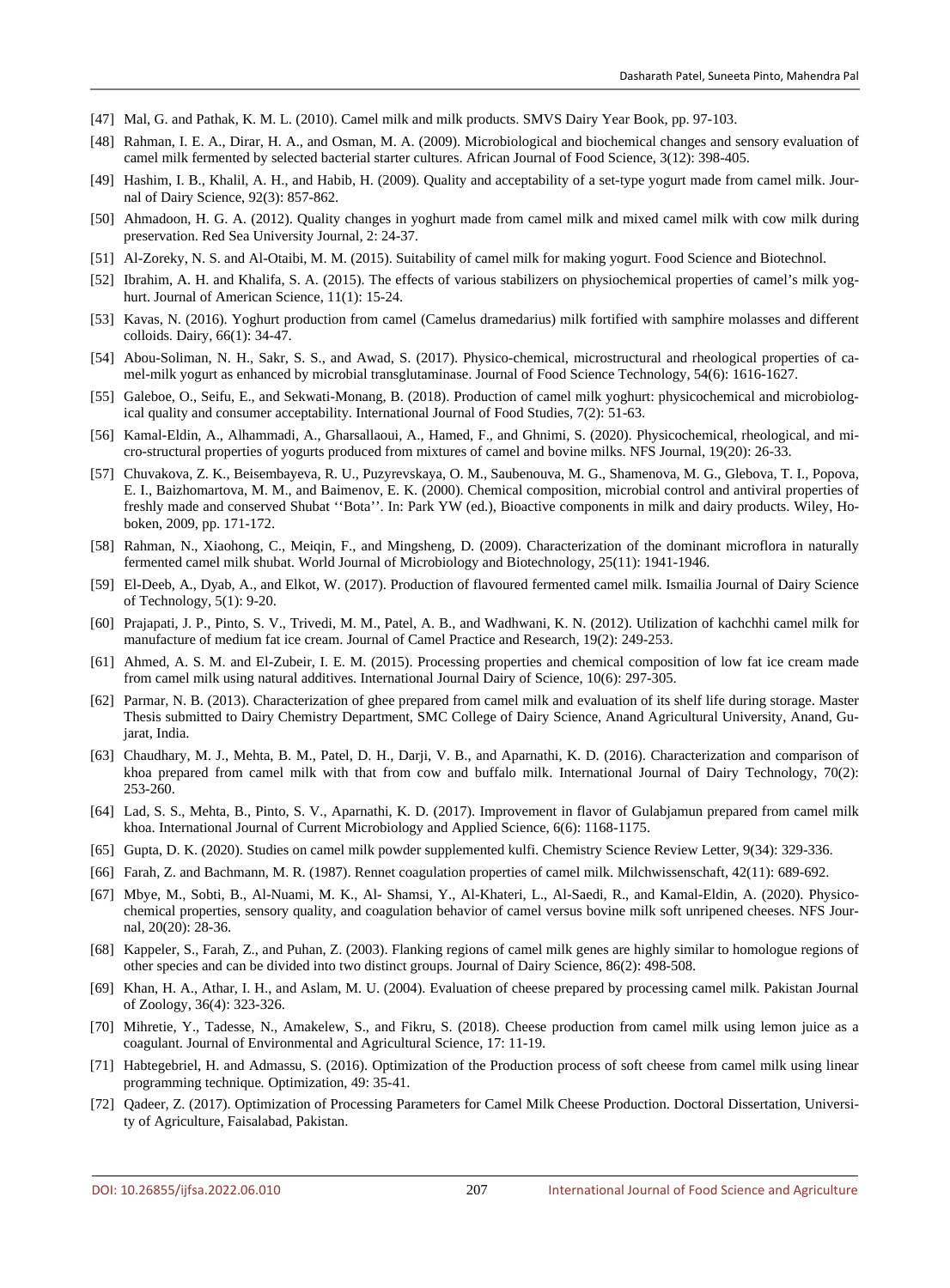[47] Mal, G. and Pathak, K. M. L. (2010). Camel milk and milk products. SMVS Dairy Year Book, pp. 97-103.

[48] Rahman, I. E. A., Dirar, H. A., and Osman, M. A. (2009). Microbiological and biochemical changes and sensory evaluation of camel milk fermented by selected bacterial starter cultures. African Journal of Food Science, 3(12): 398-405.

[49] Hashim, I. B., Khalil, A. H., and Habib, H. (2009). Quality and acceptability of a set-type yogurt made from camel milk. Journal of Dairy Science, 92(3): 857-862.

[50] Ahmadoon, H. G. A. (2012). Quality changes in yoghurt made from camel milk and mixed camel milk with cow milk during preservation. Red Sea University Journal, 2: 24-37.

[51] Al-Zoreky, N. S. and Al-Otaibi, M. M. (2015). Suitability of camel milk for making yogurt. Food Science and Biotechnol.

[52] Ibrahim, A. H. and Khalifa, S. A. (2015). The effects of various stabilizers on physiochemical properties of camel's milk yoghurt. Journal of American Science, 11(1): 15-24.

[53] Kavas, N. (2016). Yoghurt production from camel (Camelus dramedarius) milk fortified with samphire molasses and different colloids. Dairy, 66(1): 34-47.

[54] Abou-Soliman, N. H., Sakr, S. S., and Awad, S. (2017). Physico-chemical, microstructural and rheological properties of camel-milk yogurt as enhanced by microbial transglutaminase. Journal of Food Science Technology, 54(6): 1616-1627.

[55] Galeboe, O., Seifu, E., and Sekwati-Monang, B. (2018). Production of camel milk yoghurt: physicochemical and microbiological quality and consumer acceptability. International Journal of Food Studies, 7(2): 51-63.

[56] Kamal-Eldin, A., Alhammadi, A., Gharsallaoui, A., Hamed, F., and Ghnimi, S. (2020). Physicochemical, rheological, and micro-structural properties of yogurts produced from mixtures of camel and bovine milks. NFS Journal, 19(20): 26-33.

[57] Chuvakova, Z. K., Beisembayeva, R. U., Puzyrevskaya, O. M., Saubenouva, M. G., Shamenova, M. G., Glebova, T. I., Popova, E. I., Baizhomartova, M. M., and Baimenov, E. K. (2000). Chemical composition, microbial control and antiviral properties of freshly made and conserved Shubat ''Bota''. In: Park YW (ed.), Bioactive components in milk and dairy products. Wiley, Hoboken, 2009, pp. 171-172.

[58] Rahman, N., Xiaohong, C., Meiqin, F., and Mingsheng, D. (2009). Characterization of the dominant microflora in naturally fermented camel milk shubat. World Journal of Microbiology and Biotechnology, 25(11): 1941-1946.

[59] El-Deeb, A., Dyab, A., and Elkot, W. (2017). Production of flavoured fermented camel milk. Ismailia Journal of Dairy Science of Technology, 5(1): 9-20.

[60] Prajapati, J. P., Pinto, S. V., Trivedi, M. M., Patel, A. B., and Wadhwani, K. N. (2012). Utilization of kachchhi camel milk for manufacture of medium fat ice cream. Journal of Camel Practice and Research, 19(2): 249-253.

[61] Ahmed, A. S. M. and El-Zubeir, I. E. M. (2015). Processing properties and chemical composition of low fat ice cream made from camel milk using natural additives. International Journal Dairy of Science, 10(6): 297-305.

[62] Parmar, N. B. (2013). Characterization of ghee prepared from camel milk and evaluation of its shelf life during storage. Master Thesis submitted to Dairy Chemistry Department, SMC College of Dairy Science, Anand Agricultural University, Anand, Gujarat, India.

[63] Chaudhary, M. J., Mehta, B. M., Patel, D. H., Darji, V. B., and Aparnathi, K. D. (2016). Characterization and comparison of khoa prepared from camel milk with that from cow and buffalo milk. International Journal of Dairy Technology, 70(2): 253-260.

[64] Lad, S. S., Mehta, B., Pinto, S. V., Aparnathi, K. D. (2017). Improvement in flavor of Gulabjamun prepared from camel milk khoa. International Journal of Current Microbiology and Applied Science, 6(6): 1168-1175.

[65] Gupta, D. K. (2020). Studies on camel milk powder supplemented kulfi. Chemistry Science Review Letter, 9(34): 329-336.

[66] Farah, Z. and Bachmann, M. R. (1987). Rennet coagulation properties of camel milk. Milchwissenschaft, 42(11): 689-692.

[67] Mbye, M., Sobti, B., Al-Nuami, M. K., Al- Shamsi, Y., Al-Khateri, L., Al-Saedi, R., and Kamal-Eldin, A. (2020). Physicochemical properties, sensory quality, and coagulation behavior of camel versus bovine milk soft unripened cheeses. NFS Journal, 20(20): 28-36.

[68] Kappeler, S., Farah, Z., and Puhan, Z. (2003). Flanking regions of camel milk genes are highly similar to homologue regions of other species and can be divided into two distinct groups. Journal of Dairy Science, 86(2): 498-508.

[69] Khan, H. A., Athar, I. H., and Aslam, M. U. (2004). Evaluation of cheese prepared by processing camel milk. Pakistan Journal of Zoology, 36(4): 323-326.

[70] Mihretie, Y., Tadesse, N., Amakelew, S., and Fikru, S. (2018). Cheese production from camel milk using lemon juice as a coagulant. Journal of Environmental and Agricultural Science, 17: 11-19.

[71] Habtegebriel, H. and Admassu, S. (2016). Optimization of the Production process of soft cheese from camel milk using linear programming technique. Optimization, 49: 35-41.

[72] Qadeer, Z. (2017). Optimization of Processing Parameters for Camel Milk Cheese Production. Doctoral Dissertation, University of Agriculture, Faisalabad, Pakistan.